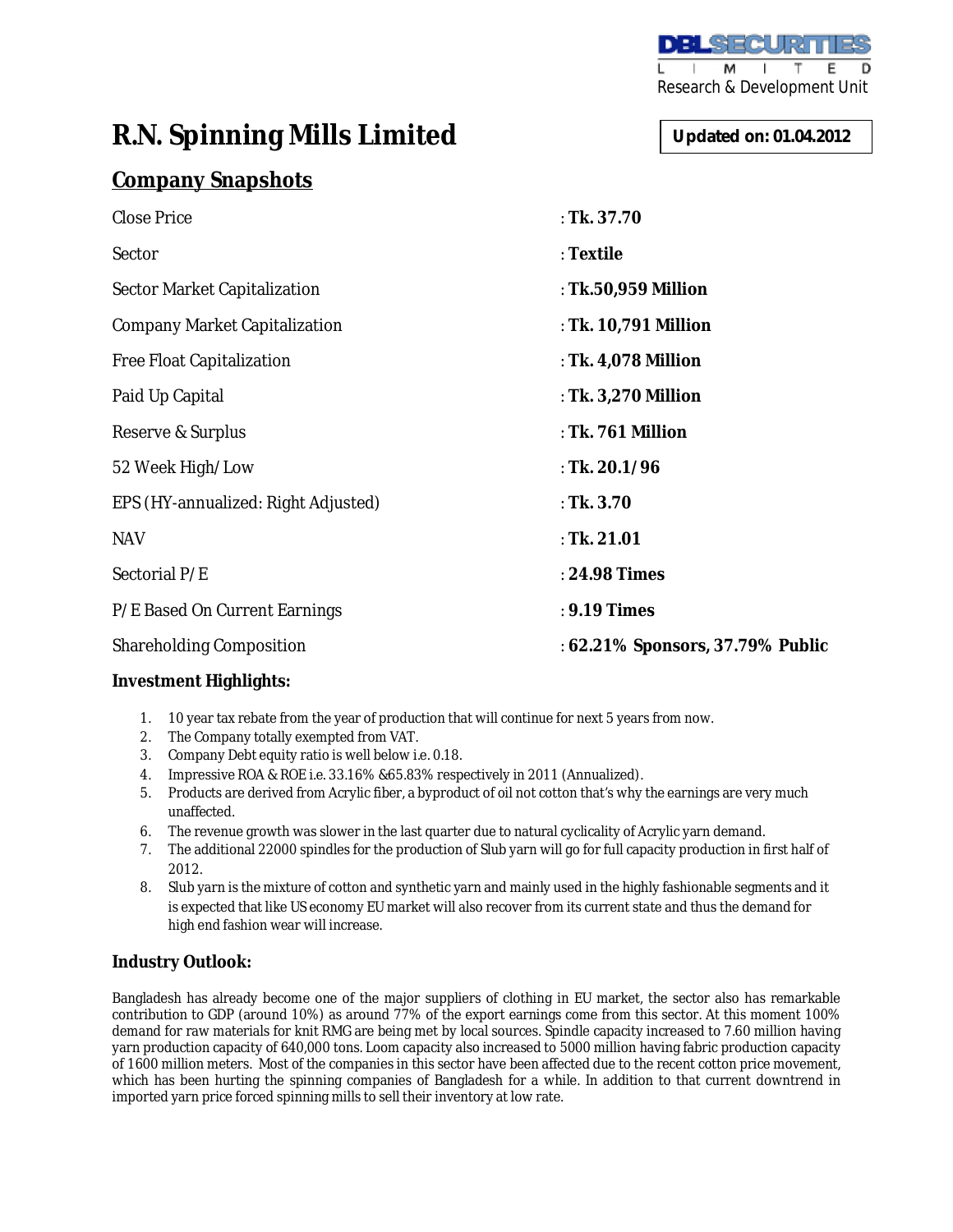DBL SECURITIES LIMITED
Research & Development Unit

# R.N. Spinning Mills Limited

**Updated on: 01.04.2012**

## Company Snapshots

| | |
|---|---|
| Close Price | : **Tk. 37.70** |
| Sector | : **Textile** |
| Sector Market Capitalization | : **Tk.50,959 Million** |
| Company Market Capitalization | : **Tk. 10,791 Million** |
| Free Float Capitalization | : **Tk. 4,078 Million** |
| Paid Up Capital | : **Tk. 3,270 Million** |
| Reserve & Surplus | : **Tk. 761 Million** |
| 52 Week High/Low | : **Tk. 20.1/96** |
| EPS (HY-annualized: Right Adjusted) | : **Tk. 3.70** |
| NAV | : **Tk. 21.01** |
| Sectorial P/E | : **24.98 Times** |
| P/E Based On Current Earnings | : **9.19 Times** |
| Shareholding Composition | : **62.21% Sponsors, 37.79% Public** |

### Investment Highlights:

1. 10 year tax rebate from the year of production that will continue for next 5 years from now.
2. The Company totally exempted from VAT.
3. Company Debt equity ratio is well below i.e. 0.18.
4. Impressive ROA & ROE i.e. 33.16% &65.83% respectively in 2011 (Annualized).
5. Products are derived from Acrylic fiber, a byproduct of oil not cotton that's why the earnings are very much unaffected.
6. The revenue growth was slower in the last quarter due to natural cyclicality of Acrylic yarn demand.
7. The additional 22000 spindles for the production of Slub yarn will go for full capacity production in first half of 2012.
8. Slub yarn is the mixture of cotton and synthetic yarn and mainly used in the highly fashionable segments and it is expected that like US economy EU market will also recover from its current state and thus the demand for high end fashion wear will increase.

### Industry Outlook:

Bangladesh has already become one of the major suppliers of clothing in EU market, the sector also has remarkable contribution to GDP (around 10%) as around 77% of the export earnings come from this sector. At this moment 100% demand for raw materials for knit RMG are being met by local sources. Spindle capacity increased to 7.60 million having yarn production capacity of 640,000 tons. Loom capacity also increased to 5000 million having fabric production capacity of 1600 million meters. Most of the companies in this sector have been affected due to the recent cotton price movement, which has been hurting the spinning companies of Bangladesh for a while. In addition to that current downtrend in imported yarn price forced spinning mills to sell their inventory at low rate.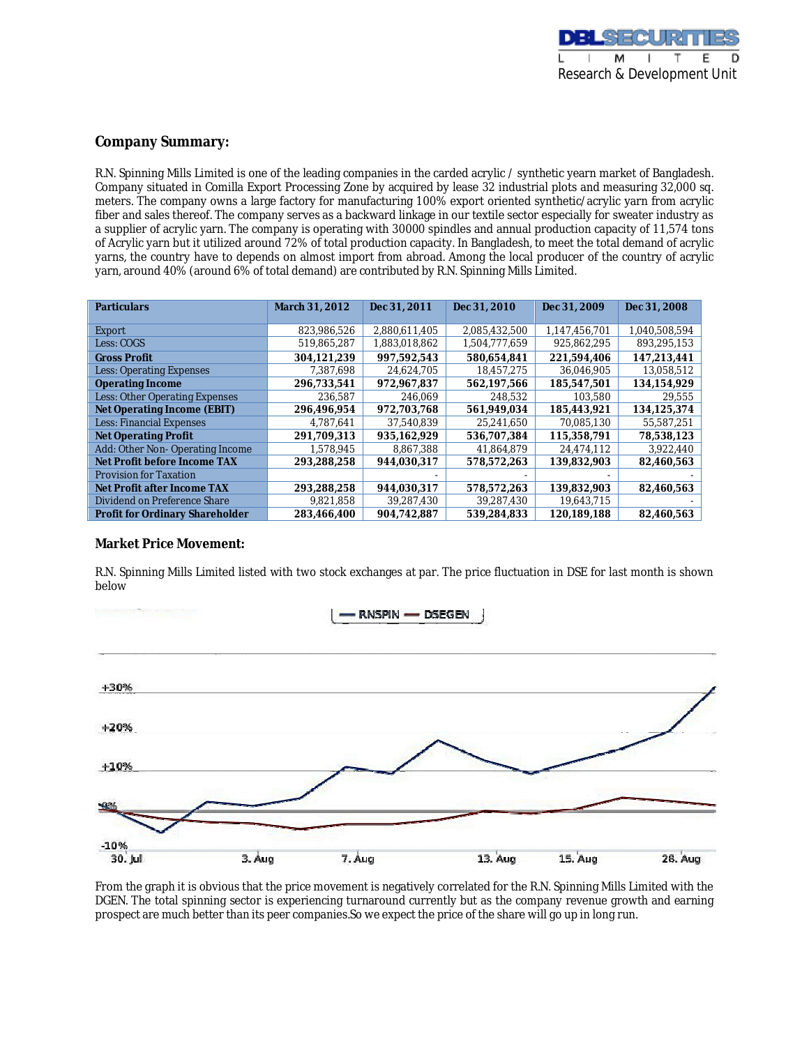## Company Summary:

R.N. Spinning Mills Limited is one of the leading companies in the carded acrylic / synthetic yearn market of Bangladesh. Company situated in Comilla Export Processing Zone by acquired by lease 32 industrial plots and measuring 32,000 sq. meters. The company owns a large factory for manufacturing 100% export oriented synthetic/acrylic yarn from acrylic fiber and sales thereof. The company serves as a backward linkage in our textile sector especially for sweater industry as a supplier of acrylic yarn. The company is operating with 30000 spindles and annual production capacity of 11,574 tons of Acrylic yarn but it utilized around 72% of total production capacity. In Bangladesh, to meet the total demand of acrylic yarns, the country have to depends on almost import from abroad. Among the local producer of the country of acrylic yarn, around 40% (around 6% of total demand) are contributed by R.N. Spinning Mills Limited.

| Particulars | March 31, 2012 | Dec 31, 2011 | Dec 31, 2010 | Dec 31, 2009 | Dec 31, 2008 |
|---|---|---|---|---|---|
| Export | 823,986,526 | 2,880,611,405 | 2,085,432,500 | 1,147,456,701 | 1,040,508,594 |
| Less: COGS | 519,865,287 | 1,883,018,862 | 1,504,777,659 | 925,862,295 | 893,295,153 |
| **Gross Profit** | **304,121,239** | **997,592,543** | **580,654,841** | **221,594,406** | **147,213,441** |
| Less: Operating Expenses | 7,387,698 | 24,624,705 | 18,457,275 | 36,046,905 | 13,058,512 |
| **Operating Income** | **296,733,541** | **972,967,837** | **562,197,566** | **185,547,501** | **134,154,929** |
| Less: Other Operating Expenses | 236,587 | 246,069 | 248,532 | 103,580 | 29,555 |
| **Net Operating Income (EBIT)** | **296,496,954** | **972,703,768** | **561,949,034** | **185,443,921** | **134,125,374** |
| Less: Financial Expenses | 4,787,641 | 37,540,839 | 25,241,650 | 70,085,130 | 55,587,251 |
| **Net Operating Profit** | **291,709,313** | **935,162,929** | **536,707,384** | **115,358,791** | **78,538,123** |
| Add: Other Non- Operating Income | 1,578,945 | 8,867,388 | 41,864,879 | 24,474,112 | 3,922,440 |
| **Net Profit before Income TAX** | **293,288,258** | **944,030,317** | **578,572,263** | **139,832,903** | **82,460,563** |
| Provision for Taxation | | - | - | - | - |
| **Net Profit after Income TAX** | **293,288,258** | **944,030,317** | **578,572,263** | **139,832,903** | **82,460,563** |
| Dividend on Preference Share | 9,821,858 | 39,287,430 | 39,287,430 | 19,643,715 | - |
| **Profit for Ordinary Shareholder** | **283,466,400** | **904,742,887** | **539,284,833** | **120,189,188** | **82,460,563** |

## Market Price Movement:

R.N. Spinning Mills Limited listed with two stock exchanges at par. The price fluctuation in DSE for last month is shown below

RNSPIN DSEGEN

+30%
+20%
+10%
0%
-10%

30. Jul 3. Aug 7. Aug 13. Aug 15. Aug 28. Aug

From the graph it is obvious that the price movement is negatively correlated for the R.N. Spinning Mills Limited with the DGEN. The total spinning sector is experiencing turnaround currently but as the company revenue growth and earning prospect are much better than its peer companies.So we expect the price of the share will go up in long run.